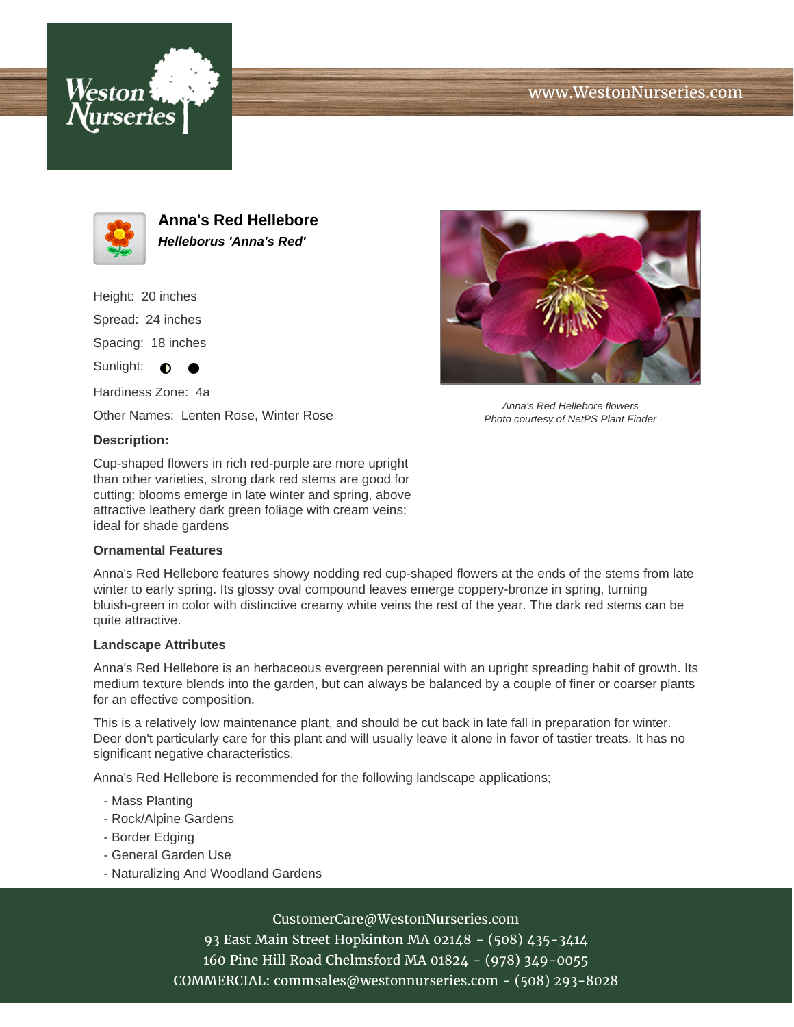# Anna's Red Hellebore

***Helleborus 'Anna's Red'***

Height: 20 inches

Spread: 24 inches

Spacing: 18 inches

Sunlight: ◐ ●

Hardiness Zone: 4a

Other Names: Lenten Rose, Winter Rose

*Anna's Red Hellebore flowers*
*Photo courtesy of NetPS Plant Finder*

**Description:**

Cup-shaped flowers in rich red-purple are more upright than other varieties, strong dark red stems are good for cutting; blooms emerge in late winter and spring, above attractive leathery dark green foliage with cream veins; ideal for shade gardens

**Ornamental Features**

Anna's Red Hellebore features showy nodding red cup-shaped flowers at the ends of the stems from late winter to early spring. Its glossy oval compound leaves emerge coppery-bronze in spring, turning bluish-green in color with distinctive creamy white veins the rest of the year. The dark red stems can be quite attractive.

**Landscape Attributes**

Anna's Red Hellebore is an herbaceous evergreen perennial with an upright spreading habit of growth. Its medium texture blends into the garden, but can always be balanced by a couple of finer or coarser plants for an effective composition.

This is a relatively low maintenance plant, and should be cut back in late fall in preparation for winter. Deer don't particularly care for this plant and will usually leave it alone in favor of tastier treats. It has no significant negative characteristics.

Anna's Red Hellebore is recommended for the following landscape applications;

- Mass Planting
- Rock/Alpine Gardens
- Border Edging
- General Garden Use
- Naturalizing And Woodland Gardens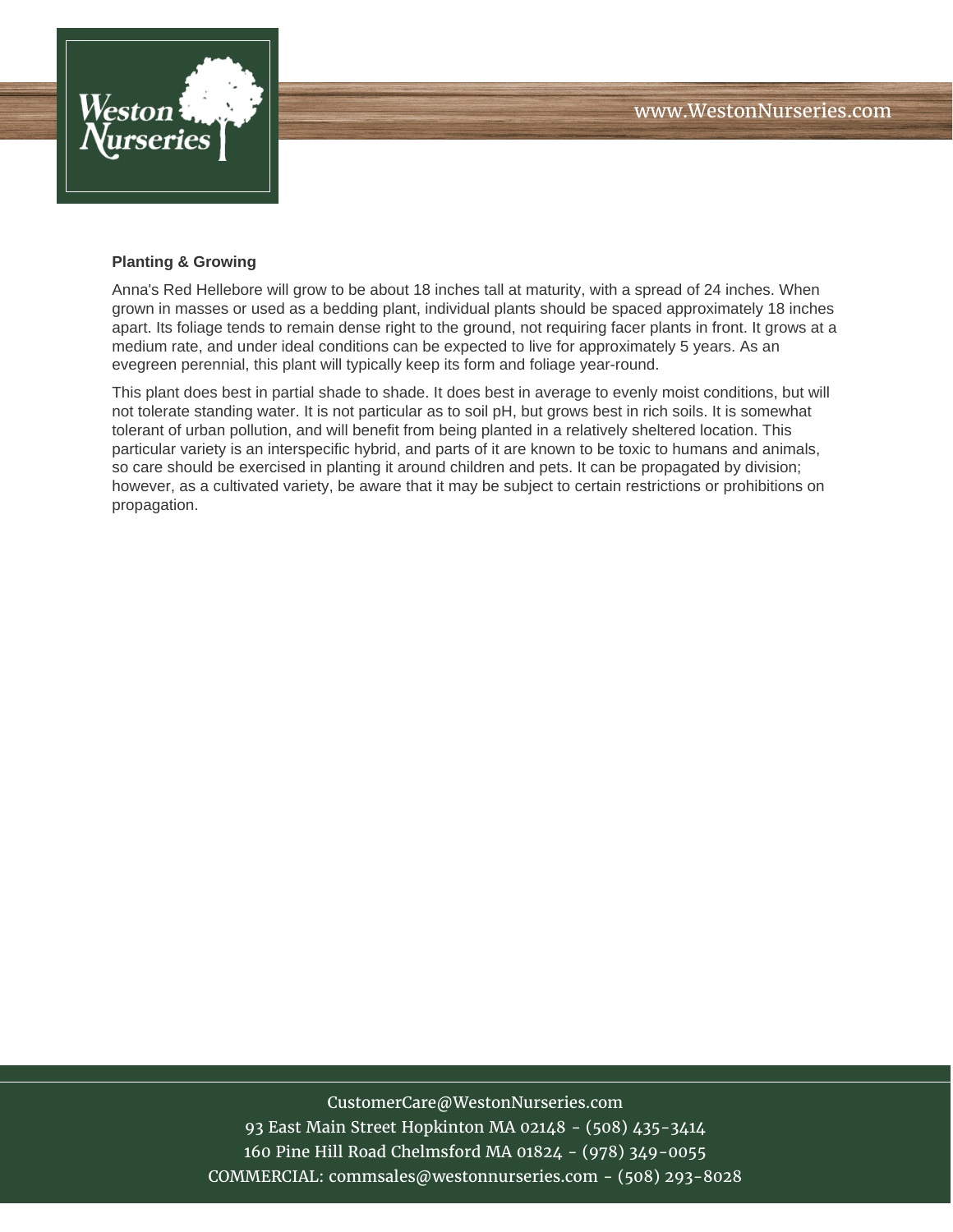**Planting & Growing**

Anna's Red Hellebore will grow to be about 18 inches tall at maturity, with a spread of 24 inches. When grown in masses or used as a bedding plant, individual plants should be spaced approximately 18 inches apart. Its foliage tends to remain dense right to the ground, not requiring facer plants in front. It grows at a medium rate, and under ideal conditions can be expected to live for approximately 5 years. As an evegreen perennial, this plant will typically keep its form and foliage year-round.

This plant does best in partial shade to shade. It does best in average to evenly moist conditions, but will not tolerate standing water. It is not particular as to soil pH, but grows best in rich soils. It is somewhat tolerant of urban pollution, and will benefit from being planted in a relatively sheltered location. This particular variety is an interspecific hybrid, and parts of it are known to be toxic to humans and animals, so care should be exercised in planting it around children and pets. It can be propagated by division; however, as a cultivated variety, be aware that it may be subject to certain restrictions or prohibitions on propagation.